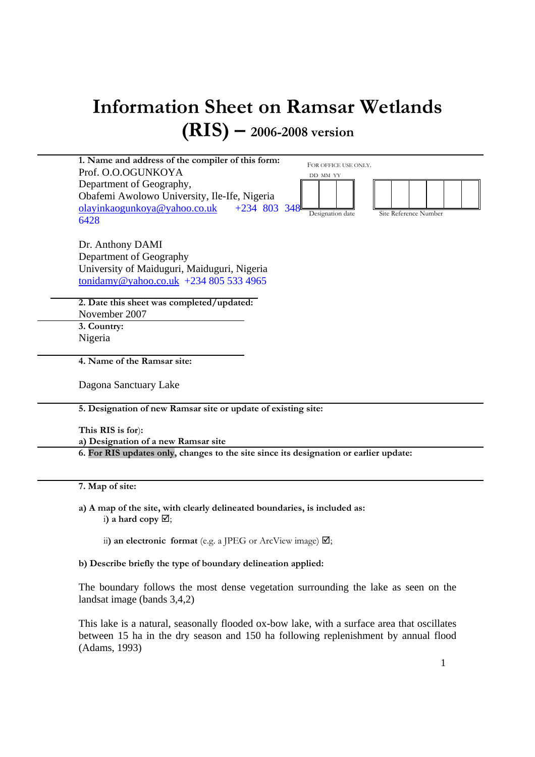# Information Sheet on Ramsar Wetlands (RIS) – 2006-2008 version

**1. Name and address of the compiler of this form:**

Prof. O.O.OGUNKOYA
Department of Geography,
Obafemi Awolowo University, Ile-Ife, Nigeria
olayinkaogunkoya@yahoo.co.uk +234 803 348 6428

Dr. Anthony DAMI
Department of Geography
University of Maiduguri, Maiduguri, Nigeria
tonidamy@yahoo.co.uk +234 805 533 4965

FOR OFFICE USE ONLY.

DD MM YY

| | | |
|---|---|---|
| | | |

Designation date

| | | | | | |
|---|---|---|---|---|---|
| | | | | | |

Site Reference Number

**2. Date this sheet was completed/updated:**

November 2007

**3. Country:**

Nigeria

**4. Name of the Ramsar site:**

Dagona Sanctuary Lake

**5. Designation of new Ramsar site or update of existing site:**

**This RIS is for**):

**a) Designation of a new Ramsar site**

**6. For RIS updates only, changes to the site since its designation or earlier update:**

**7. Map of site:**

**a) A map of the site, with clearly delineated boundaries, is included as:**

i) **a hard copy** ☑;

ii) **an electronic format** (e.g. a JPEG or ArcView image) ☑;

**b) Describe briefly the type of boundary delineation applied:**

The boundary follows the most dense vegetation surrounding the lake as seen on the landsat image (bands 3,4,2)

This lake is a natural, seasonally flooded ox-bow lake, with a surface area that oscillates between 15 ha in the dry season and 150 ha following replenishment by annual flood (Adams, 1993)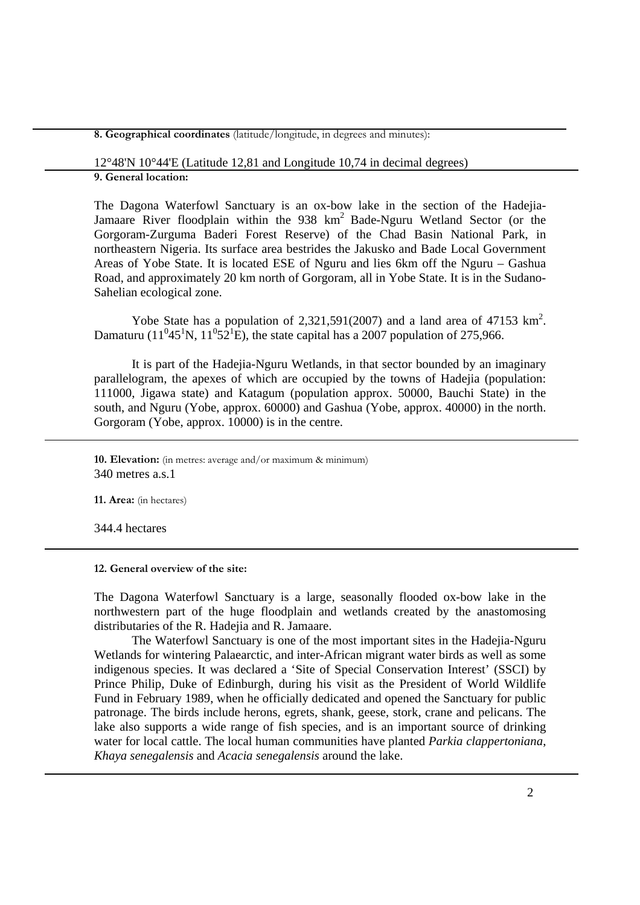**8. Geographical coordinates** (latitude/longitude, in degrees and minutes):

12°48'N 10°44'E (Latitude 12,81 and Longitude 10,74 in decimal degrees)

**9. General location:**

The Dagona Waterfowl Sanctuary is an ox-bow lake in the section of the Hadejia-Jamaare River floodplain within the 938 $km^2$ Bade-Nguru Wetland Sector (or the Gorgoram-Zurguma Baderi Forest Reserve) of the Chad Basin National Park, in northeastern Nigeria. Its surface area bestrides the Jakusko and Bade Local Government Areas of Yobe State. It is located ESE of Nguru and lies 6km off the Nguru – Gashua Road, and approximately 20 km north of Gorgoram, all in Yobe State. It is in the Sudano-Sahelian ecological zone.

Yobe State has a population of 2,321,591(2007) and a land area of 47153 $km^2$. Damaturu ($11^0 45^1$N, $11^0 52^1$E), the state capital has a 2007 population of 275,966.

It is part of the Hadejia-Nguru Wetlands, in that sector bounded by an imaginary parallelogram, the apexes of which are occupied by the towns of Hadejia (population: 111000, Jigawa state) and Katagum (population approx. 50000, Bauchi State) in the south, and Nguru (Yobe, approx. 60000) and Gashua (Yobe, approx. 40000) in the north. Gorgoram (Yobe, approx. 10000) is in the centre.

**10. Elevation:** (in metres: average and/or maximum & minimum)

340 metres a.s.1

**11. Area:** (in hectares)

344.4 hectares

**12. General overview of the site:**

The Dagona Waterfowl Sanctuary is a large, seasonally flooded ox-bow lake in the northwestern part of the huge floodplain and wetlands created by the anastomosing distributaries of the R. Hadejia and R. Jamaare.

The Waterfowl Sanctuary is one of the most important sites in the Hadejia-Nguru Wetlands for wintering Palaearctic, and inter-African migrant water birds as well as some indigenous species. It was declared a 'Site of Special Conservation Interest' (SSCI) by Prince Philip, Duke of Edinburgh, during his visit as the President of World Wildlife Fund in February 1989, when he officially dedicated and opened the Sanctuary for public patronage. The birds include herons, egrets, shank, geese, stork, crane and pelicans. The lake also supports a wide range of fish species, and is an important source of drinking water for local cattle. The local human communities have planted *Parkia clappertoniana*, *Khaya senegalensis* and *Acacia senegalensis* around the lake.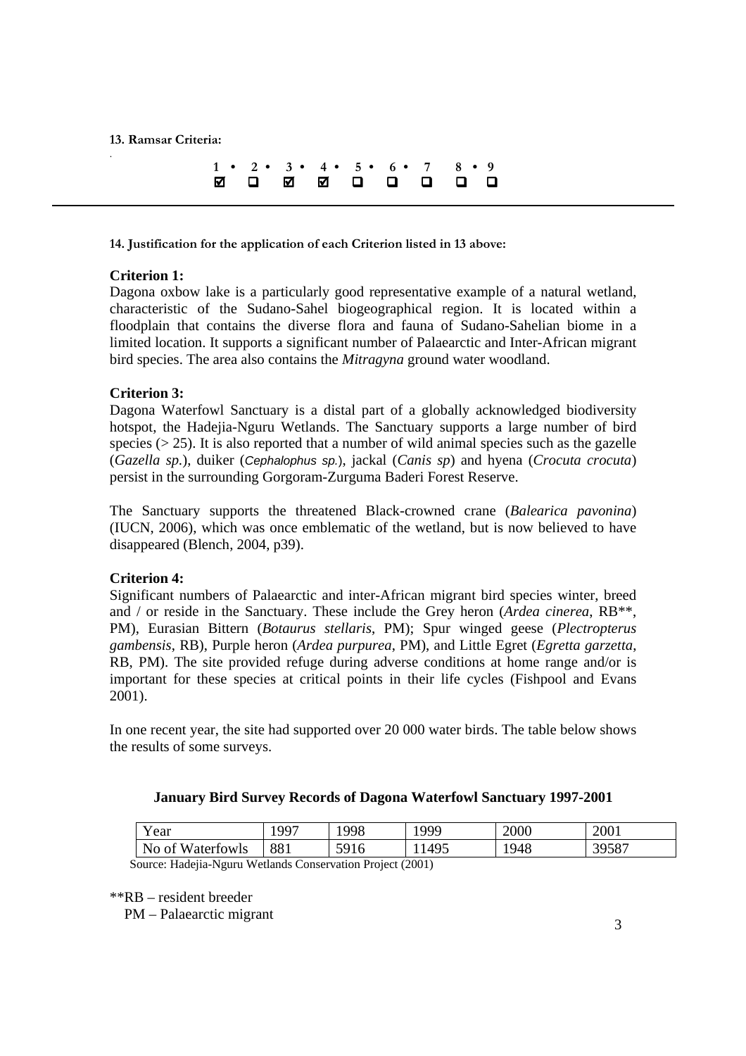**13. Ramsar Criteria:**

| 1 • | 2 • | 3 • | 4 • | 5 • | 6 • | 7 | 8 • | 9 |
|---|---|---|---|---|---|---|---|---|
| ☑ | ☐ | ☑ | ☑ | ☐ | ☐ | ☐ | ☐ | ☐ |

---

**14. Justification for the application of each Criterion listed in 13 above:**

**Criterion 1:**
Dagona oxbow lake is a particularly good representative example of a natural wetland, characteristic of the Sudano-Sahel biogeographical region. It is located within a floodplain that contains the diverse flora and fauna of Sudano-Sahelian biome in a limited location. It supports a significant number of Palaearctic and Inter-African migrant bird species. The area also contains the *Mitragyna* ground water woodland.

**Criterion 3:**
Dagona Waterfowl Sanctuary is a distal part of a globally acknowledged biodiversity hotspot, the Hadejia-Nguru Wetlands. The Sanctuary supports a large number of bird species (> 25). It is also reported that a number of wild animal species such as the gazelle (*Gazella sp*.), duiker (*Cephalophus sp.*), jackal (*Canis sp*) and hyena (*Crocuta crocuta*) persist in the surrounding Gorgoram-Zurguma Baderi Forest Reserve.

The Sanctuary supports the threatened Black-crowned crane (*Balearica pavonina*) (IUCN, 2006), which was once emblematic of the wetland, but is now believed to have disappeared (Blench, 2004, p39).

**Criterion 4:**
Significant numbers of Palaearctic and inter-African migrant bird species winter, breed and / or reside in the Sanctuary. These include the Grey heron (*Ardea cinerea*, RB**, PM), Eurasian Bittern (*Botaurus stellaris*, PM); Spur winged geese (*Plectropterus gambensis*, RB), Purple heron (*Ardea purpurea*, PM), and Little Egret (*Egretta garzetta*, RB, PM). The site provided refuge during adverse conditions at home range and/or is important for these species at critical points in their life cycles (Fishpool and Evans 2001).

In one recent year, the site had supported over 20 000 water birds. The table below shows the results of some surveys.

**January Bird Survey Records of Dagona Waterfowl Sanctuary 1997-2001**

| Year | 1997 | 1998 | 1999 | 2000 | 2001 |
|---|---|---|---|---|---|
| No of Waterfowls | 881 | 5916 | 11495 | 1948 | 39587 |

Source: Hadejia-Nguru Wetlands Conservation Project (2001)

**RB – resident breeder
PM – Palaearctic migrant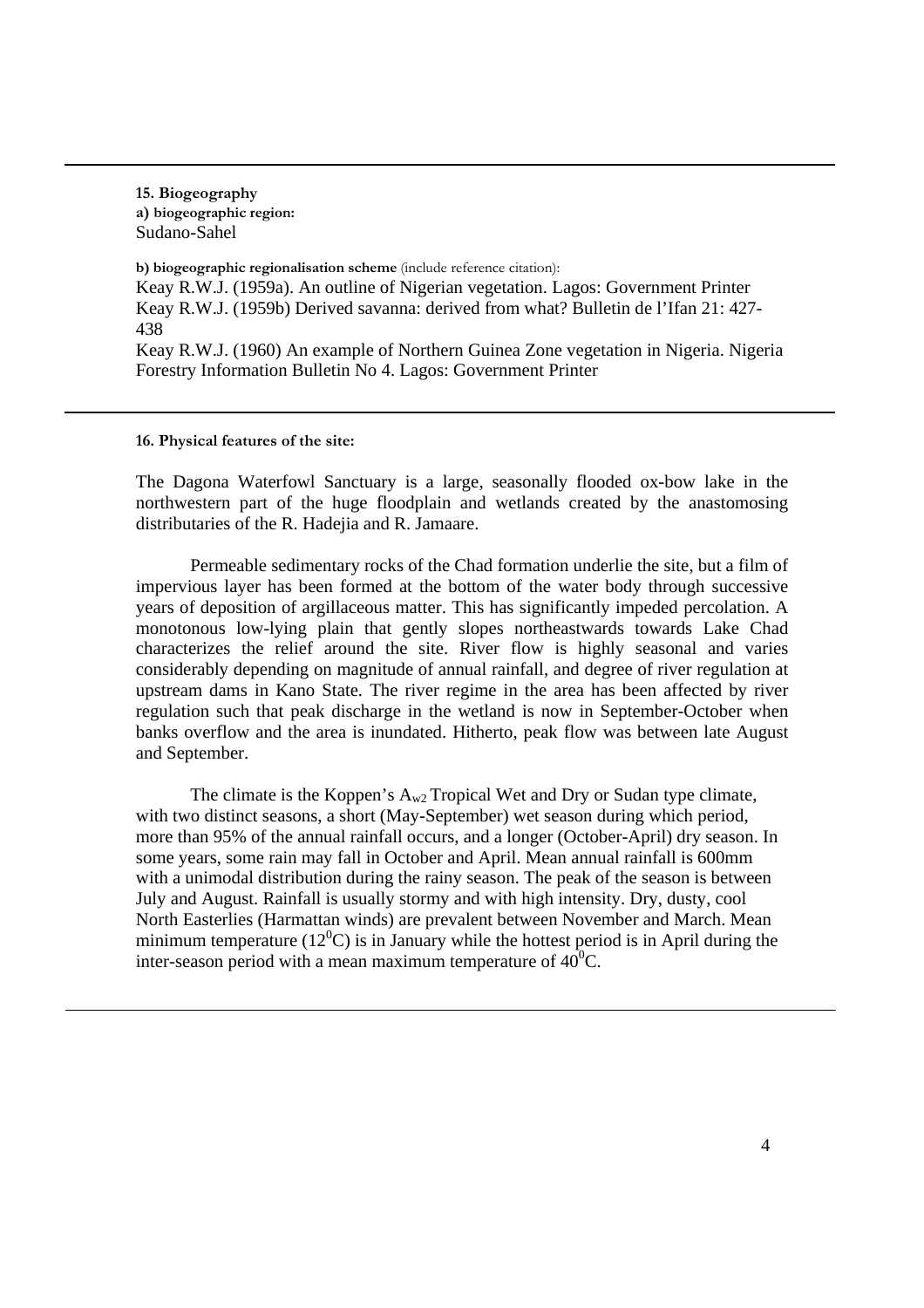**15. Biogeography**

**a) biogeographic region:**

Sudano-Sahel

**b) biogeographic regionalisation scheme** (include reference citation):

Keay R.W.J. (1959a). An outline of Nigerian vegetation. Lagos: Government Printer

Keay R.W.J. (1959b) Derived savanna: derived from what? Bulletin de l'Ifan 21: 427-438

Keay R.W.J. (1960) An example of Northern Guinea Zone vegetation in Nigeria. Nigeria Forestry Information Bulletin No 4. Lagos: Government Printer

**16. Physical features of the site:**

The Dagona Waterfowl Sanctuary is a large, seasonally flooded ox-bow lake in the northwestern part of the huge floodplain and wetlands created by the anastomosing distributaries of the R. Hadejia and R. Jamaare.

Permeable sedimentary rocks of the Chad formation underlie the site, but a film of impervious layer has been formed at the bottom of the water body through successive years of deposition of argillaceous matter. This has significantly impeded percolation. A monotonous low-lying plain that gently slopes northeastwards towards Lake Chad characterizes the relief around the site. River flow is highly seasonal and varies considerably depending on magnitude of annual rainfall, and degree of river regulation at upstream dams in Kano State. The river regime in the area has been affected by river regulation such that peak discharge in the wetland is now in September-October when banks overflow and the area is inundated. Hitherto, peak flow was between late August and September.

The climate is the Koppen's $A_{w2}$ Tropical Wet and Dry or Sudan type climate, with two distinct seasons, a short (May-September) wet season during which period, more than 95% of the annual rainfall occurs, and a longer (October-April) dry season. In some years, some rain may fall in October and April. Mean annual rainfall is 600mm with a unimodal distribution during the rainy season. The peak of the season is between July and August. Rainfall is usually stormy and with high intensity. Dry, dusty, cool North Easterlies (Harmattan winds) are prevalent between November and March. Mean minimum temperature ($12^0$C) is in January while the hottest period is in April during the inter-season period with a mean maximum temperature of $40^0$C.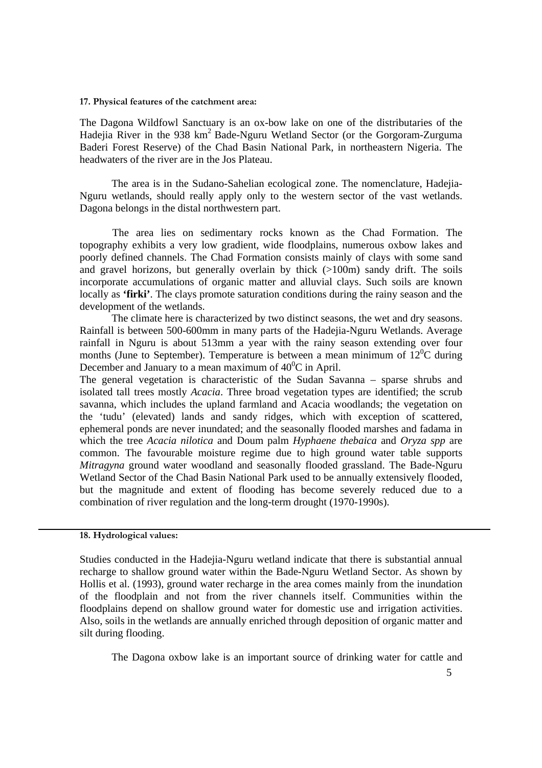**17. Physical features of the catchment area:**

The Dagona Wildfowl Sanctuary is an ox-bow lake on one of the distributaries of the Hadejia River in the 938 $km^2$ Bade-Nguru Wetland Sector (or the Gorgoram-Zurguma Baderi Forest Reserve) of the Chad Basin National Park, in northeastern Nigeria. The headwaters of the river are in the Jos Plateau.

The area is in the Sudano-Sahelian ecological zone. The nomenclature, Hadejia-Nguru wetlands, should really apply only to the western sector of the vast wetlands. Dagona belongs in the distal northwestern part.

The area lies on sedimentary rocks known as the Chad Formation. The topography exhibits a very low gradient, wide floodplains, numerous oxbow lakes and poorly defined channels. The Chad Formation consists mainly of clays with some sand and gravel horizons, but generally overlain by thick (>100m) sandy drift. The soils incorporate accumulations of organic matter and alluvial clays. Such soils are known locally as **'firki'**. The clays promote saturation conditions during the rainy season and the development of the wetlands.

The climate here is characterized by two distinct seasons, the wet and dry seasons. Rainfall is between 500-600mm in many parts of the Hadejia-Nguru Wetlands. Average rainfall in Nguru is about 513mm a year with the rainy season extending over four months (June to September). Temperature is between a mean minimum of $12^0$C during December and January to a mean maximum of $40^0$C in April.

The general vegetation is characteristic of the Sudan Savanna – sparse shrubs and isolated tall trees mostly *Acacia*. Three broad vegetation types are identified; the scrub savanna, which includes the upland farmland and Acacia woodlands; the vegetation on the 'tudu' (elevated) lands and sandy ridges, which with exception of scattered, ephemeral ponds are never inundated; and the seasonally flooded marshes and fadama in which the tree *Acacia nilotica* and Doum palm *Hyphaene thebaica* and *Oryza spp* are common. The favourable moisture regime due to high ground water table supports *Mitragyna* ground water woodland and seasonally flooded grassland. The Bade-Nguru Wetland Sector of the Chad Basin National Park used to be annually extensively flooded, but the magnitude and extent of flooding has become severely reduced due to a combination of river regulation and the long-term drought (1970-1990s).

**18. Hydrological values:**

Studies conducted in the Hadejia-Nguru wetland indicate that there is substantial annual recharge to shallow ground water within the Bade-Nguru Wetland Sector. As shown by Hollis et al. (1993), ground water recharge in the area comes mainly from the inundation of the floodplain and not from the river channels itself. Communities within the floodplains depend on shallow ground water for domestic use and irrigation activities. Also, soils in the wetlands are annually enriched through deposition of organic matter and silt during flooding.

The Dagona oxbow lake is an important source of drinking water for cattle and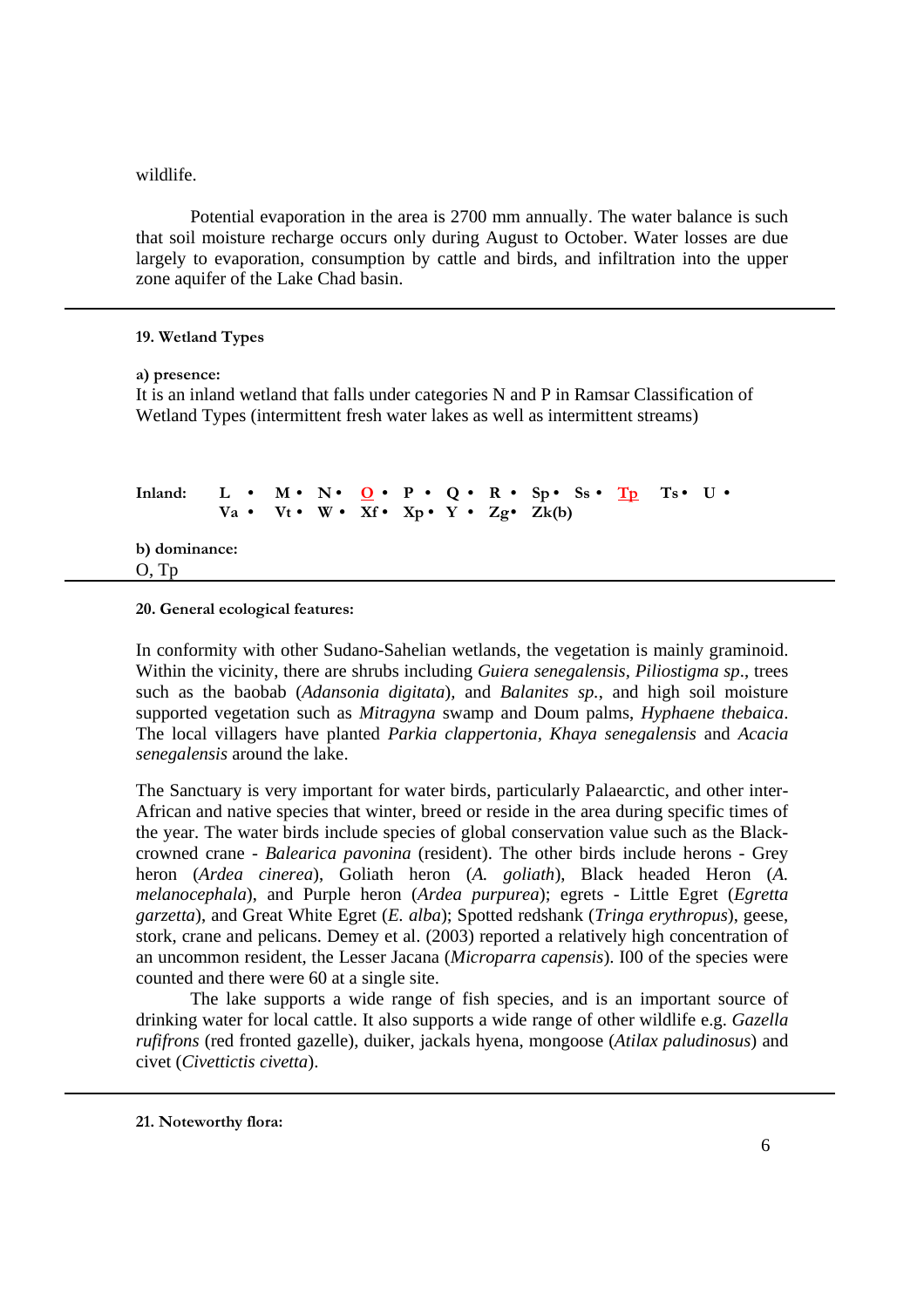wildlife.

Potential evaporation in the area is 2700 mm annually. The water balance is such that soil moisture recharge occurs only during August to October. Water losses are due largely to evaporation, consumption by cattle and birds, and infiltration into the upper zone aquifer of the Lake Chad basin.

---

**19. Wetland Types**

**a) presence:**
It is an inland wetland that falls under categories N and P in Ramsar Classification of Wetland Types (intermittent fresh water lakes as well as intermittent streams)

**Inland:** **L • M • N • O • P • Q • R • Sp • Ss • Tp Ts • U • Va • Vt • W • Xf • Xp • Y • Zg • Zk(b)**

**b) dominance:**
O, Tp

---

**20. General ecological features:**

In conformity with other Sudano-Sahelian wetlands, the vegetation is mainly graminoid. Within the vicinity, there are shrubs including *Guiera senegalensis, Piliostigma sp*., trees such as the baobab (*Adansonia digitata*), and *Balanites sp.*, and high soil moisture supported vegetation such as *Mitragyna* swamp and Doum palms, *Hyphaene thebaica*. The local villagers have planted *Parkia clappertonia, Khaya senegalensis* and *Acacia senegalensis* around the lake.

The Sanctuary is very important for water birds, particularly Palaearctic, and other inter-African and native species that winter, breed or reside in the area during specific times of the year. The water birds include species of global conservation value such as the Black-crowned crane - *Balearica pavonina* (resident). The other birds include herons - Grey heron (*Ardea cinerea*), Goliath heron (*A. goliath*), Black headed Heron (*A. melanocephala*), and Purple heron (*Ardea purpurea*); egrets - Little Egret (*Egretta garzetta*), and Great White Egret (*E. alba*); Spotted redshank (*Tringa erythropus*), geese, stork, crane and pelicans. Demey et al. (2003) reported a relatively high concentration of an uncommon resident, the Lesser Jacana (*Microparra capensis*). I00 of the species were counted and there were 60 at a single site.

The lake supports a wide range of fish species, and is an important source of drinking water for local cattle. It also supports a wide range of other wildlife e.g. *Gazella rufifrons* (red fronted gazelle), duiker, jackals hyena, mongoose (*Atilax paludinosus*) and civet (*Civettictis civetta*).

---

**21. Noteworthy flora:**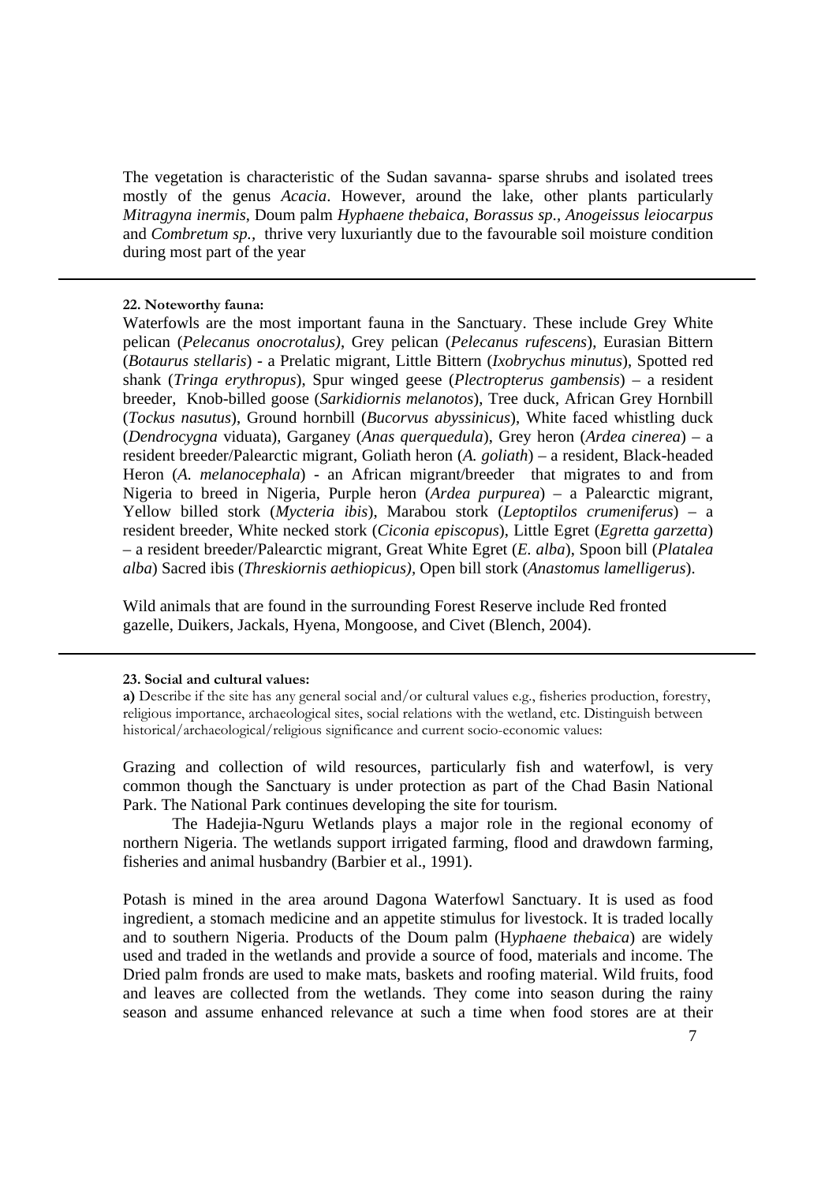The vegetation is characteristic of the Sudan savanna- sparse shrubs and isolated trees mostly of the genus *Acacia*. However, around the lake, other plants particularly *Mitragyna inermis*, Doum palm *Hyphaene thebaica, Borassus sp., Anogeissus leiocarpus* and *Combretum sp.,* thrive very luxuriantly due to the favourable soil moisture condition during most part of the year

---

**22. Noteworthy fauna:**

Waterfowls are the most important fauna in the Sanctuary. These include Grey White pelican (*Pelecanus onocrotalus),* Grey pelican (*Pelecanus rufescens*), Eurasian Bittern (*Botaurus stellaris*) - a Prelatic migrant, Little Bittern (*Ixobrychus minutus*), Spotted red shank (*Tringa erythropus*), Spur winged geese (*Plectropterus gambensis*) – a resident breeder, Knob-billed goose (*Sarkidiornis melanotos*), Tree duck, African Grey Hornbill (*Tockus nasutus*), Ground hornbill (*Bucorvus abyssinicus*), White faced whistling duck (*Dendrocygna* viduata), Garganey (*Anas querquedula*), Grey heron (*Ardea cinerea*) – a resident breeder/Palearctic migrant, Goliath heron (*A. goliath*) – a resident, Black-headed Heron (*A. melanocephala*) - an African migrant/breeder that migrates to and from Nigeria to breed in Nigeria, Purple heron (*Ardea purpurea*) – a Palearctic migrant, Yellow billed stork (*Mycteria ibis*), Marabou stork (*Leptoptilos crumeniferus*) – a resident breeder, White necked stork (*Ciconia episcopus*), Little Egret (*Egretta garzetta*) – a resident breeder/Palearctic migrant, Great White Egret (*E. alba*), Spoon bill (*Platalea alba*) Sacred ibis (*Threskiornis aethiopicus),* Open bill stork (*Anastomus lamelligerus*).

Wild animals that are found in the surrounding Forest Reserve include Red fronted gazelle, Duikers, Jackals, Hyena, Mongoose, and Civet (Blench, 2004).

---

**23. Social and cultural values:**

**a)** Describe if the site has any general social and/or cultural values e.g., fisheries production, forestry, religious importance, archaeological sites, social relations with the wetland, etc. Distinguish between historical/archaeological/religious significance and current socio-economic values:

Grazing and collection of wild resources, particularly fish and waterfowl, is very common though the Sanctuary is under protection as part of the Chad Basin National Park. The National Park continues developing the site for tourism.

The Hadejia-Nguru Wetlands plays a major role in the regional economy of northern Nigeria. The wetlands support irrigated farming, flood and drawdown farming, fisheries and animal husbandry (Barbier et al., 1991).

Potash is mined in the area around Dagona Waterfowl Sanctuary. It is used as food ingredient, a stomach medicine and an appetite stimulus for livestock. It is traded locally and to southern Nigeria. Products of the Doum palm (H*yphaene thebaica*) are widely used and traded in the wetlands and provide a source of food, materials and income. The Dried palm fronds are used to make mats, baskets and roofing material. Wild fruits, food and leaves are collected from the wetlands. They come into season during the rainy season and assume enhanced relevance at such a time when food stores are at their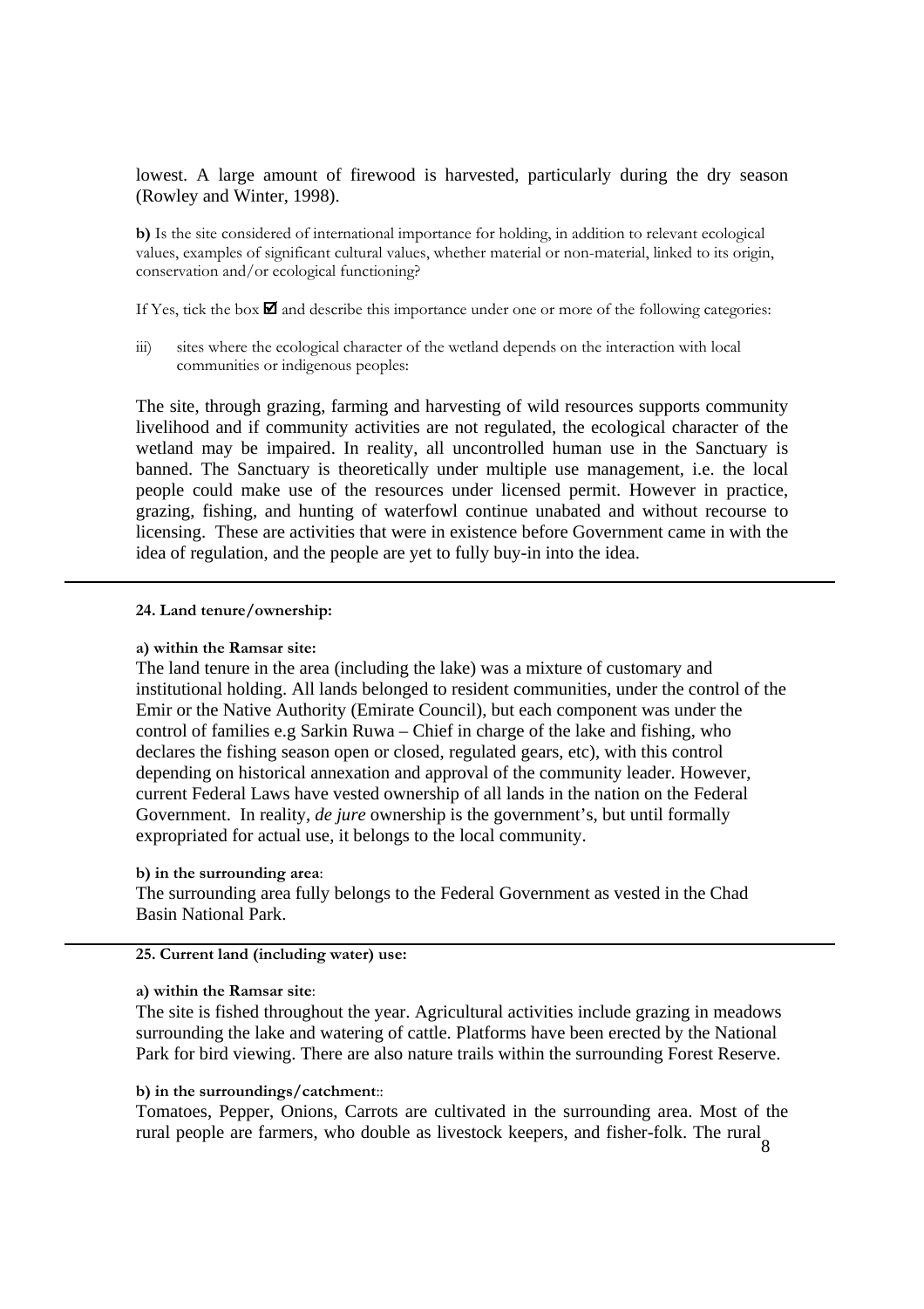lowest. A large amount of firewood is harvested, particularly during the dry season (Rowley and Winter, 1998).

**b)** Is the site considered of international importance for holding, in addition to relevant ecological values, examples of significant cultural values, whether material or non-material, linked to its origin, conservation and/or ecological functioning?

If Yes, tick the box ☑ and describe this importance under one or more of the following categories:

iii) sites where the ecological character of the wetland depends on the interaction with local communities or indigenous peoples:

The site, through grazing, farming and harvesting of wild resources supports community livelihood and if community activities are not regulated, the ecological character of the wetland may be impaired. In reality, all uncontrolled human use in the Sanctuary is banned. The Sanctuary is theoretically under multiple use management, i.e. the local people could make use of the resources under licensed permit. However in practice, grazing, fishing, and hunting of waterfowl continue unabated and without recourse to licensing. These are activities that were in existence before Government came in with the idea of regulation, and the people are yet to fully buy-in into the idea.

---

**24. Land tenure/ownership:**

**a) within the Ramsar site:**

The land tenure in the area (including the lake) was a mixture of customary and institutional holding. All lands belonged to resident communities, under the control of the Emir or the Native Authority (Emirate Council), but each component was under the control of families e.g Sarkin Ruwa – Chief in charge of the lake and fishing, who declares the fishing season open or closed, regulated gears, etc), with this control depending on historical annexation and approval of the community leader. However, current Federal Laws have vested ownership of all lands in the nation on the Federal Government. In reality, *de jure* ownership is the government's, but until formally expropriated for actual use, it belongs to the local community.

**b) in the surrounding area**:

The surrounding area fully belongs to the Federal Government as vested in the Chad Basin National Park.

---

**25. Current land (including water) use:**

**a) within the Ramsar site**:

The site is fished throughout the year. Agricultural activities include grazing in meadows surrounding the lake and watering of cattle. Platforms have been erected by the National Park for bird viewing. There are also nature trails within the surrounding Forest Reserve.

**b) in the surroundings/catchment**::

Tomatoes, Pepper, Onions, Carrots are cultivated in the surrounding area. Most of the rural people are farmers, who double as livestock keepers, and fisher-folk. The rural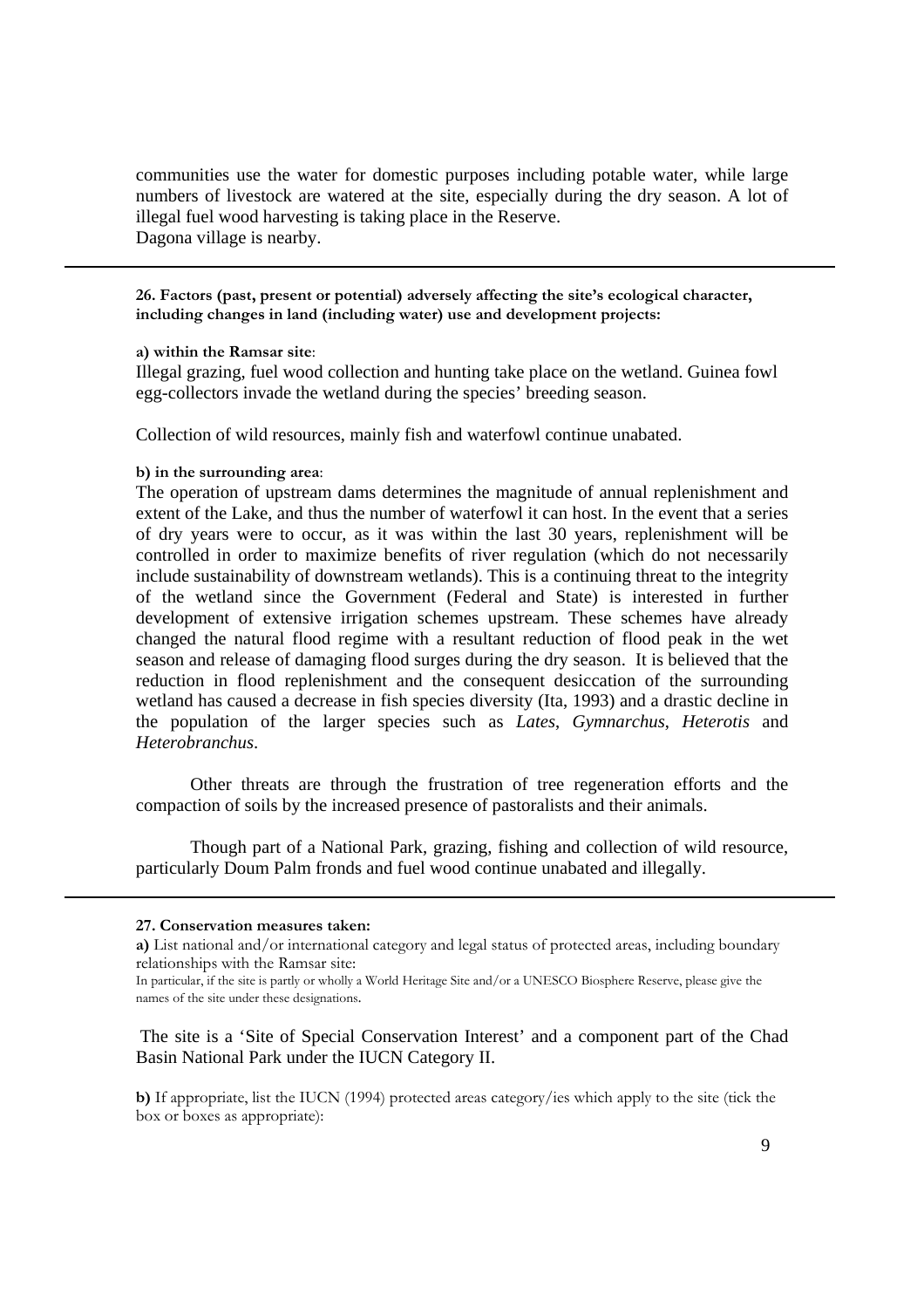communities use the water for domestic purposes including potable water, while large numbers of livestock are watered at the site, especially during the dry season. A lot of illegal fuel wood harvesting is taking place in the Reserve.
Dagona village is nearby.

---

**26. Factors (past, present or potential) adversely affecting the site's ecological character, including changes in land (including water) use and development projects:**

**a) within the Ramsar site**:

Illegal grazing, fuel wood collection and hunting take place on the wetland. Guinea fowl egg-collectors invade the wetland during the species' breeding season.

Collection of wild resources, mainly fish and waterfowl continue unabated.

**b) in the surrounding area**:

The operation of upstream dams determines the magnitude of annual replenishment and extent of the Lake, and thus the number of waterfowl it can host. In the event that a series of dry years were to occur, as it was within the last 30 years, replenishment will be controlled in order to maximize benefits of river regulation (which do not necessarily include sustainability of downstream wetlands). This is a continuing threat to the integrity of the wetland since the Government (Federal and State) is interested in further development of extensive irrigation schemes upstream. These schemes have already changed the natural flood regime with a resultant reduction of flood peak in the wet season and release of damaging flood surges during the dry season. It is believed that the reduction in flood replenishment and the consequent desiccation of the surrounding wetland has caused a decrease in fish species diversity (Ita, 1993) and a drastic decline in the population of the larger species such as *Lates*, *Gymnarchus*, *Heterotis* and *Heterobranchus*.

Other threats are through the frustration of tree regeneration efforts and the compaction of soils by the increased presence of pastoralists and their animals.

Though part of a National Park, grazing, fishing and collection of wild resource, particularly Doum Palm fronds and fuel wood continue unabated and illegally.

---

**27. Conservation measures taken:**

**a)** List national and/or international category and legal status of protected areas, including boundary relationships with the Ramsar site:

In particular, if the site is partly or wholly a World Heritage Site and/or a UNESCO Biosphere Reserve, please give the names of the site under these designations.

The site is a 'Site of Special Conservation Interest' and a component part of the Chad Basin National Park under the IUCN Category II.

**b)** If appropriate, list the IUCN (1994) protected areas category/ies which apply to the site (tick the box or boxes as appropriate):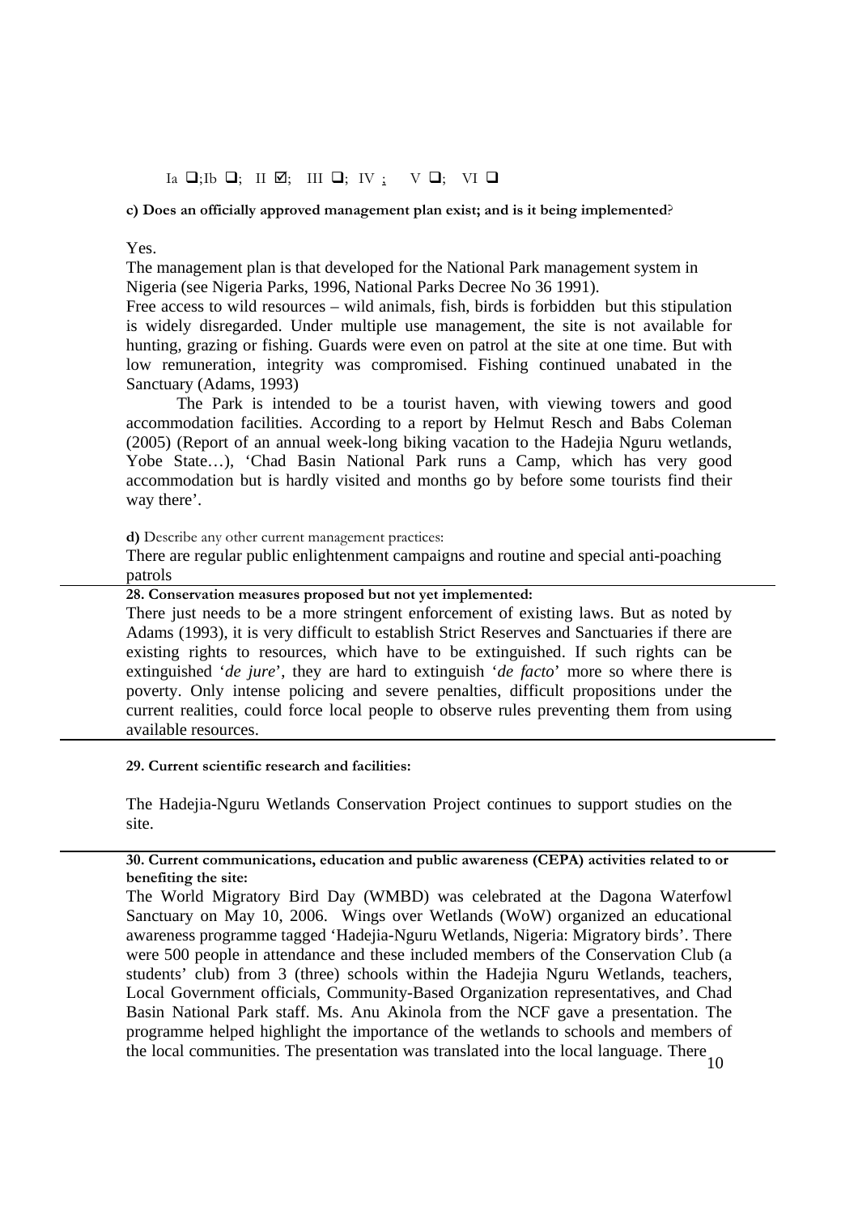Ia ❑;Ib ❑; II ☑; III ❑; IV ; V ❑; VI ❑

**c) Does an officially approved management plan exist; and is it being implemented**?

Yes.

The management plan is that developed for the National Park management system in Nigeria (see Nigeria Parks, 1996, National Parks Decree No 36 1991).

Free access to wild resources – wild animals, fish, birds is forbidden but this stipulation is widely disregarded. Under multiple use management, the site is not available for hunting, grazing or fishing. Guards were even on patrol at the site at one time. But with low remuneration, integrity was compromised. Fishing continued unabated in the Sanctuary (Adams, 1993)

The Park is intended to be a tourist haven, with viewing towers and good accommodation facilities. According to a report by Helmut Resch and Babs Coleman (2005) (Report of an annual week-long biking vacation to the Hadejia Nguru wetlands, Yobe State…), 'Chad Basin National Park runs a Camp, which has very good accommodation but is hardly visited and months go by before some tourists find their way there'.

**d)** Describe any other current management practices:

There are regular public enlightenment campaigns and routine and special anti-poaching patrols

**28. Conservation measures proposed but not yet implemented:**

There just needs to be a more stringent enforcement of existing laws. But as noted by Adams (1993), it is very difficult to establish Strict Reserves and Sanctuaries if there are existing rights to resources, which have to be extinguished. If such rights can be extinguished '*de jure*', they are hard to extinguish '*de facto*' more so where there is poverty. Only intense policing and severe penalties, difficult propositions under the current realities, could force local people to observe rules preventing them from using available resources.

**29. Current scientific research and facilities:**

The Hadejia-Nguru Wetlands Conservation Project continues to support studies on the site.

**30. Current communications, education and public awareness (CEPA) activities related to or benefiting the site:**

The World Migratory Bird Day (WMBD) was celebrated at the Dagona Waterfowl Sanctuary on May 10, 2006. Wings over Wetlands (WoW) organized an educational awareness programme tagged 'Hadejia-Nguru Wetlands, Nigeria: Migratory birds'. There were 500 people in attendance and these included members of the Conservation Club (a students' club) from 3 (three) schools within the Hadejia Nguru Wetlands, teachers, Local Government officials, Community-Based Organization representatives, and Chad Basin National Park staff. Ms. Anu Akinola from the NCF gave a presentation. The programme helped highlight the importance of the wetlands to schools and members of the local communities. The presentation was translated into the local language. There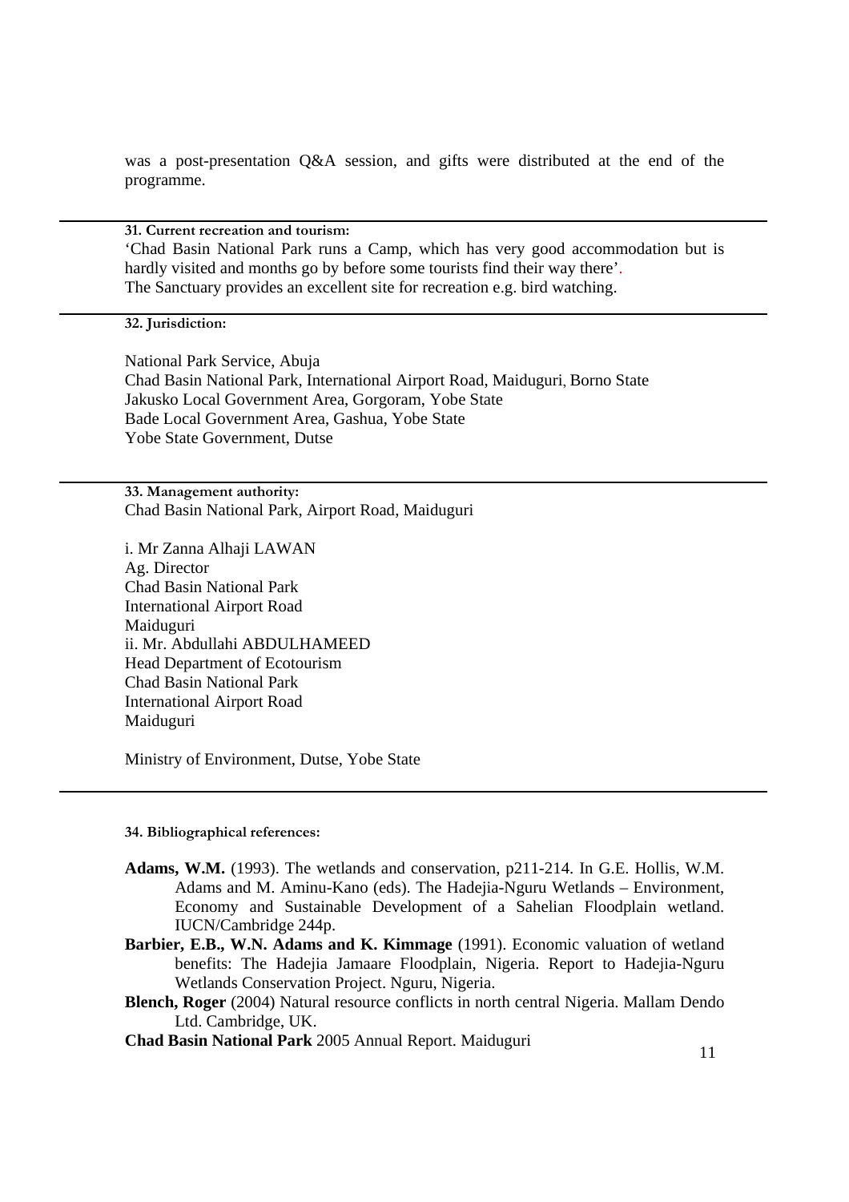was a post-presentation Q&A session, and gifts were distributed at the end of the programme.

**31. Current recreation and tourism:**

'Chad Basin National Park runs a Camp, which has very good accommodation but is hardly visited and months go by before some tourists find their way there'.
The Sanctuary provides an excellent site for recreation e.g. bird watching.

**32. Jurisdiction:**

National Park Service, Abuja
Chad Basin National Park, International Airport Road, Maiduguri, Borno State
Jakusko Local Government Area, Gorgoram, Yobe State
Bade Local Government Area, Gashua, Yobe State
Yobe State Government, Dutse

**33. Management authority:**

Chad Basin National Park, Airport Road, Maiduguri

i. Mr Zanna Alhaji LAWAN
Ag. Director
Chad Basin National Park
International Airport Road
Maiduguri
ii. Mr. Abdullahi ABDULHAMEED
Head Department of Ecotourism
Chad Basin National Park
International Airport Road
Maiduguri

Ministry of Environment, Dutse, Yobe State

**34. Bibliographical references:**

**Adams, W.M.** (1993). The wetlands and conservation, p211-214. In G.E. Hollis, W.M. Adams and M. Aminu-Kano (eds). The Hadejia-Nguru Wetlands – Environment, Economy and Sustainable Development of a Sahelian Floodplain wetland. IUCN/Cambridge 244p.

**Barbier, E.B., W.N. Adams and K. Kimmage** (1991). Economic valuation of wetland benefits: The Hadejia Jamaare Floodplain, Nigeria. Report to Hadejia-Nguru Wetlands Conservation Project. Nguru, Nigeria.

**Blench, Roger** (2004) Natural resource conflicts in north central Nigeria. Mallam Dendo Ltd. Cambridge, UK.

**Chad Basin National Park** 2005 Annual Report. Maiduguri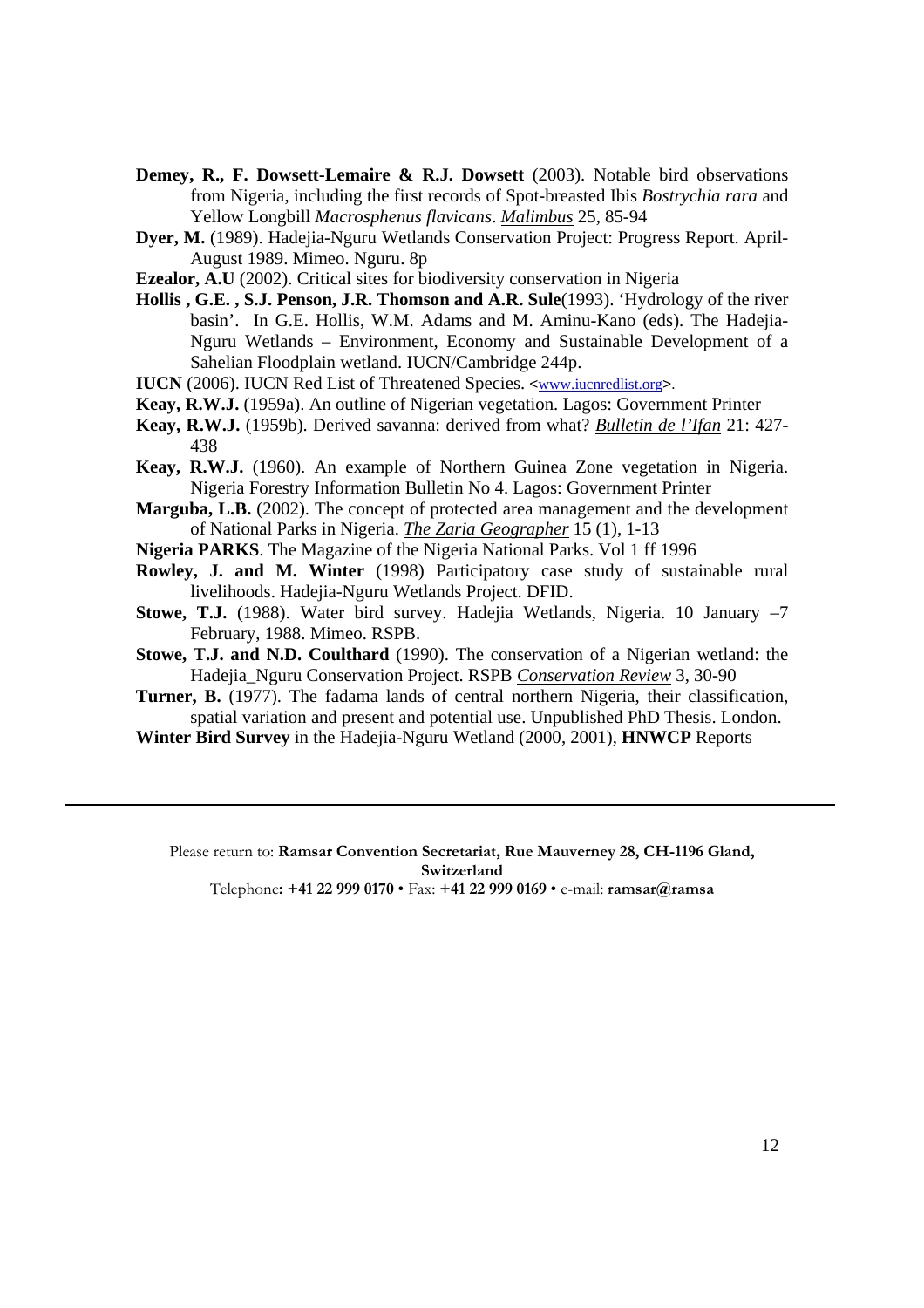**Demey, R., F. Dowsett-Lemaire & R.J. Dowsett** (2003). Notable bird observations from Nigeria, including the first records of Spot-breasted Ibis *Bostrychia rara* and Yellow Longbill *Macrosphenus flavicans*. *Malimbus* 25, 85-94

**Dyer, M.** (1989). Hadejia-Nguru Wetlands Conservation Project: Progress Report. April-August 1989. Mimeo. Nguru. 8p

**Ezealor, A.U** (2002). Critical sites for biodiversity conservation in Nigeria

**Hollis , G.E. , S.J. Penson, J.R. Thomson and A.R. Sule**(1993). 'Hydrology of the river basin'. In G.E. Hollis, W.M. Adams and M. Aminu-Kano (eds). The Hadejia-Nguru Wetlands – Environment, Economy and Sustainable Development of a Sahelian Floodplain wetland. IUCN/Cambridge 244p.

**IUCN** (2006). IUCN Red List of Threatened Species. <www.iucnredlist.org>.

**Keay, R.W.J.** (1959a). An outline of Nigerian vegetation. Lagos: Government Printer

**Keay, R.W.J.** (1959b). Derived savanna: derived from what? *Bulletin de l'Ifan* 21: 427-438

**Keay, R.W.J.** (1960). An example of Northern Guinea Zone vegetation in Nigeria. Nigeria Forestry Information Bulletin No 4. Lagos: Government Printer

**Marguba, L.B.** (2002). The concept of protected area management and the development of National Parks in Nigeria. *The Zaria Geographer* 15 (1), 1-13

**Nigeria PARKS**. The Magazine of the Nigeria National Parks. Vol 1 ff 1996

**Rowley, J. and M. Winter** (1998) Participatory case study of sustainable rural livelihoods. Hadejia-Nguru Wetlands Project. DFID.

**Stowe, T.J.** (1988). Water bird survey. Hadejia Wetlands, Nigeria. 10 January –7 February, 1988. Mimeo. RSPB.

**Stowe, T.J. and N.D. Coulthard** (1990). The conservation of a Nigerian wetland: the Hadejia_Nguru Conservation Project. RSPB *Conservation Review* 3, 30-90

**Turner, B.** (1977). The fadama lands of central northern Nigeria, their classification, spatial variation and present and potential use. Unpublished PhD Thesis. London.

**Winter Bird Survey** in the Hadejia-Nguru Wetland (2000, 2001), **HNWCP** Reports

---

Please return to: **Ramsar Convention Secretariat, Rue Mauverney 28, CH-1196 Gland, Switzerland**
Telephone**: +41 22 999 0170** • Fax: **+41 22 999 0169** • e-mail: **ramsar@ramsa**